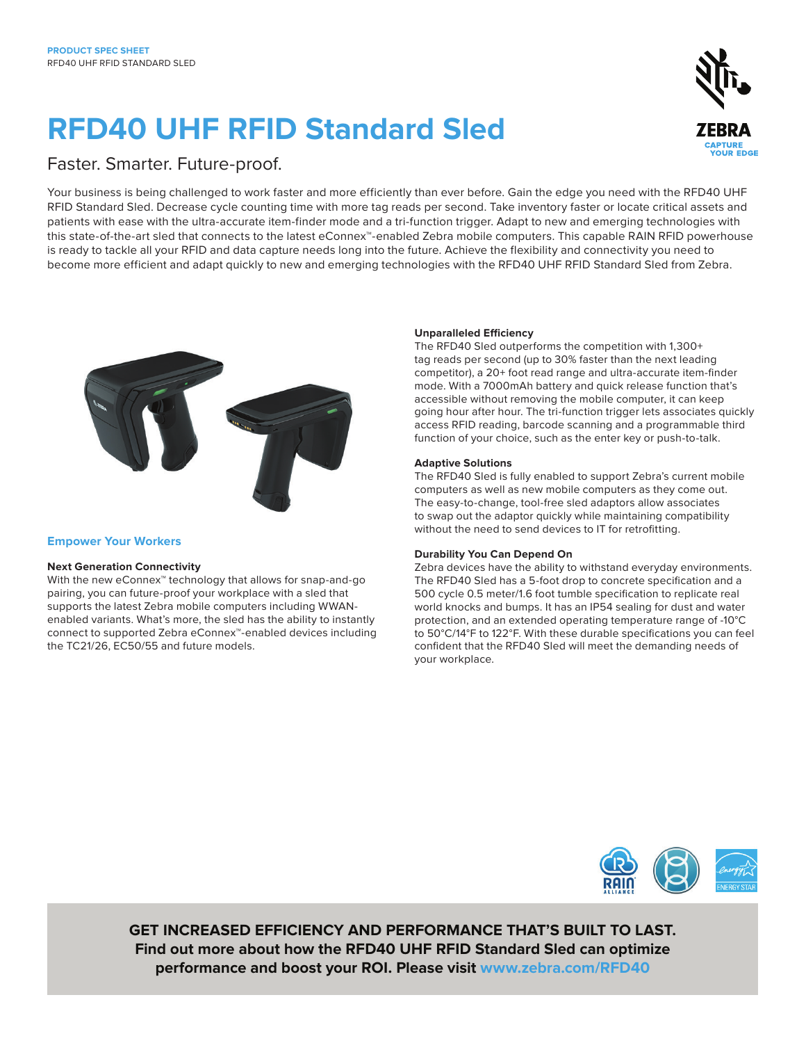PRODUCT SPEC SHEET
RFD40 UHF RFID STANDARD SLED

# RFD40 UHF RFID Standard Sled

## Faster. Smarter. Future-proof.

Your business is being challenged to work faster and more efficiently than ever before. Gain the edge you need with the RFD40 UHF RFID Standard Sled. Decrease cycle counting time with more tag reads per second. Take inventory faster or locate critical assets and patients with ease with the ultra-accurate item-finder mode and a tri-function trigger. Adapt to new and emerging technologies with this state-of-the-art sled that connects to the latest eConnex™-enabled Zebra mobile computers. This capable RAIN RFID powerhouse is ready to tackle all your RFID and data capture needs long into the future. Achieve the flexibility and connectivity you need to become more efficient and adapt quickly to new and emerging technologies with the RFD40 UHF RFID Standard Sled from Zebra.

## Empower Your Workers

### Next Generation Connectivity

With the new eConnex™ technology that allows for snap-and-go pairing, you can future-proof your workplace with a sled that supports the latest Zebra mobile computers including WWAN-enabled variants. What's more, the sled has the ability to instantly connect to supported Zebra eConnex™-enabled devices including the TC21/26, EC50/55 and future models.

### Unparalleled Efficiency

The RFD40 Sled outperforms the competition with 1,300+ tag reads per second (up to 30% faster than the next leading competitor), a 20+ foot read range and ultra-accurate item-finder mode. With a 7000mAh battery and quick release function that's accessible without removing the mobile computer, it can keep going hour after hour. The tri-function trigger lets associates quickly access RFID reading, barcode scanning and a programmable third function of your choice, such as the enter key or push-to-talk.

### Adaptive Solutions

The RFD40 Sled is fully enabled to support Zebra's current mobile computers as well as new mobile computers as they come out. The easy-to-change, tool-free sled adaptors allow associates to swap out the adaptor quickly while maintaining compatibility without the need to send devices to IT for retrofitting.

### Durability You Can Depend On

Zebra devices have the ability to withstand everyday environments. The RFD40 Sled has a 5-foot drop to concrete specification and a 500 cycle 0.5 meter/1.6 foot tumble specification to replicate real world knocks and bumps. It has an IP54 sealing for dust and water protection, and an extended operating temperature range of -10°C to 50°C/14°F to 122°F. With these durable specifications you can feel confident that the RFD40 Sled will meet the demanding needs of your workplace.

**GET INCREASED EFFICIENCY AND PERFORMANCE THAT'S BUILT TO LAST.**
**Find out more about how the RFD40 UHF RFID Standard Sled can optimize performance and boost your ROI. Please visit www.zebra.com/RFD40**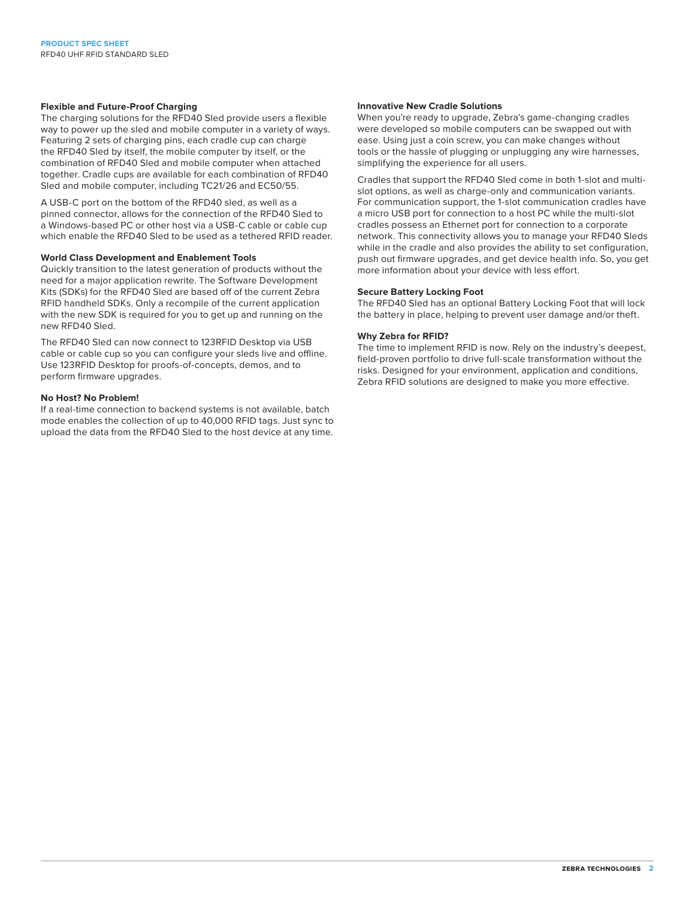### Flexible and Future-Proof Charging

The charging solutions for the RFD40 Sled provide users a flexible way to power up the sled and mobile computer in a variety of ways. Featuring 2 sets of charging pins, each cradle cup can charge the RFD40 Sled by itself, the mobile computer by itself, or the combination of RFD40 Sled and mobile computer when attached together. Cradle cups are available for each combination of RFD40 Sled and mobile computer, including TC21/26 and EC50/55.

A USB-C port on the bottom of the RFD40 sled, as well as a pinned connector, allows for the connection of the RFD40 Sled to a Windows-based PC or other host via a USB-C cable or cable cup which enable the RFD40 Sled to be used as a tethered RFID reader.

### World Class Development and Enablement Tools

Quickly transition to the latest generation of products without the need for a major application rewrite. The Software Development Kits (SDKs) for the RFD40 Sled are based off of the current Zebra RFID handheld SDKs. Only a recompile of the current application with the new SDK is required for you to get up and running on the new RFD40 Sled.

The RFD40 Sled can now connect to 123RFID Desktop via USB cable or cable cup so you can configure your sleds live and offline. Use 123RFID Desktop for proofs-of-concepts, demos, and to perform firmware upgrades.

### No Host? No Problem!

If a real-time connection to backend systems is not available, batch mode enables the collection of up to 40,000 RFID tags. Just sync to upload the data from the RFD40 Sled to the host device at any time.

### Innovative New Cradle Solutions

When you're ready to upgrade, Zebra's game-changing cradles were developed so mobile computers can be swapped out with ease. Using just a coin screw, you can make changes without tools or the hassle of plugging or unplugging any wire harnesses, simplifying the experience for all users.

Cradles that support the RFD40 Sled come in both 1-slot and multi-slot options, as well as charge-only and communication variants. For communication support, the 1-slot communication cradles have a micro USB port for connection to a host PC while the multi-slot cradles possess an Ethernet port for connection to a corporate network. This connectivity allows you to manage your RFD40 Sleds while in the cradle and also provides the ability to set configuration, push out firmware upgrades, and get device health info. So, you get more information about your device with less effort.

### Secure Battery Locking Foot

The RFD40 Sled has an optional Battery Locking Foot that will lock the battery in place, helping to prevent user damage and/or theft.

### Why Zebra for RFID?

The time to implement RFID is now. Rely on the industry's deepest, field-proven portfolio to drive full-scale transformation without the risks. Designed for your environment, application and conditions, Zebra RFID solutions are designed to make you more effective.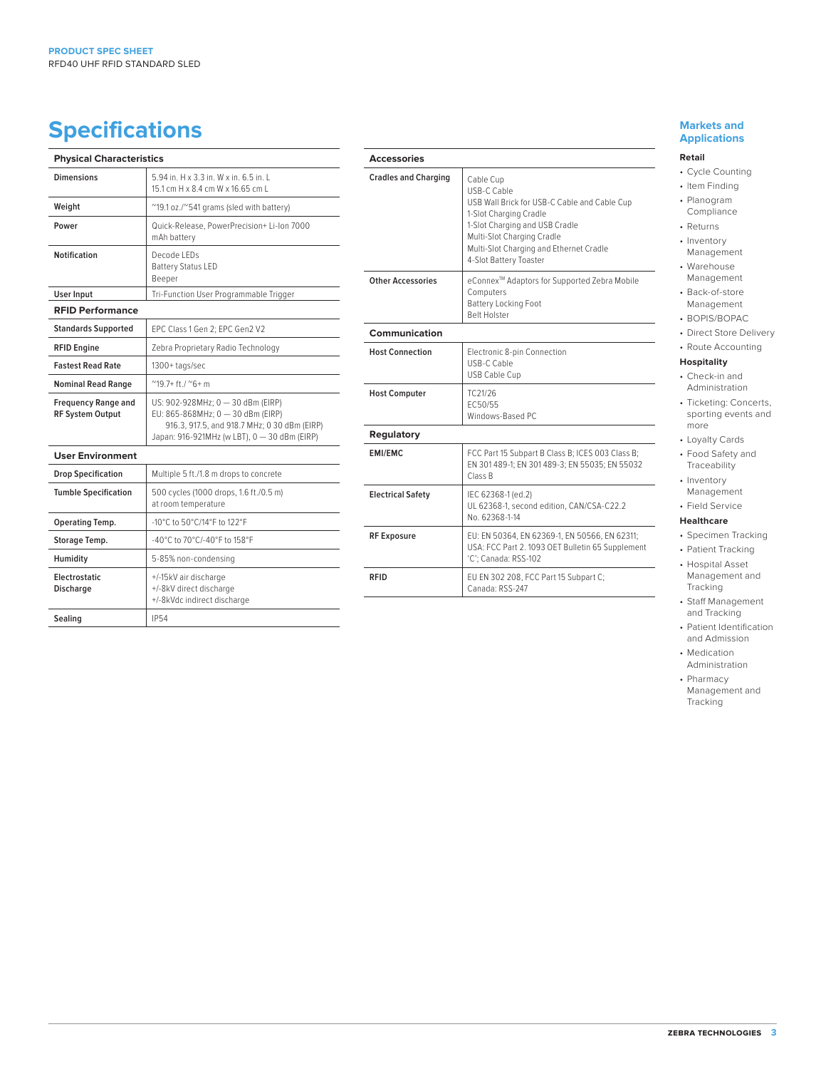# Specifications

| Physical Characteristics | |
|---|---|
| **Dimensions** | 5.94 in. H x 3.3 in. W x in. 6.5 in. L<br>15.1 cm H x 8.4 cm W x 16.65 cm L |
| **Weight** | ~19.1 oz./~541 grams (sled with battery) |
| **Power** | Quick-Release, PowerPrecision+ Li-Ion 7000 mAh battery |
| **Notification** | Decode LEDs<br>Battery Status LED<br>Beeper |
| **User Input** | Tri-Function User Programmable Trigger |

| RFID Performance | |
|---|---|
| **Standards Supported** | EPC Class 1 Gen 2; EPC Gen2 V2 |
| **RFID Engine** | Zebra Proprietary Radio Technology |
| **Fastest Read Rate** | 1300+ tags/sec |
| **Nominal Read Range** | ~19.7+ ft./ ~6+ m |
| **Frequency Range and RF System Output** | US: 902-928MHz; 0 — 30 dBm (EIRP)<br>EU: 865-868MHz; 0 — 30 dBm (EIRP)<br>916.3, 917.5, and 918.7 MHz; 0 30 dBm (EIRP)<br>Japan: 916-921MHz (w LBT), 0 — 30 dBm (EIRP) |

| User Environment | |
|---|---|
| **Drop Specification** | Multiple 5 ft./1.8 m drops to concrete |
| **Tumble Specification** | 500 cycles (1000 drops, 1.6 ft./0.5 m) at room temperature |
| **Operating Temp.** | -10°C to 50°C/14°F to 122°F |
| **Storage Temp.** | -40°C to 70°C/-40°F to 158°F |
| **Humidity** | 5-85% non-condensing |
| **Electrostatic Discharge** | +/-15kV air discharge<br>+/-8kV direct discharge<br>+/-8kVdc indirect discharge |
| **Sealing** | IP54 |

| Accessories | |
|---|---|
| **Cradles and Charging** | Cable Cup<br>USB-C Cable<br>USB Wall Brick for USB-C Cable and Cable Cup<br>1-Slot Charging Cradle<br>1-Slot Charging and USB Cradle<br>Multi-Slot Charging Cradle<br>Multi-Slot Charging and Ethernet Cradle<br>4-Slot Battery Toaster |
| **Other Accessories** | eConnex™ Adaptors for Supported Zebra Mobile Computers<br>Battery Locking Foot<br>Belt Holster |

| Communication | |
|---|---|
| **Host Connection** | Electronic 8-pin Connection<br>USB-C Cable<br>USB Cable Cup |
| **Host Computer** | TC21/26<br>EC50/55<br>Windows-Based PC |

| Regulatory | |
|---|---|
| **EMI/EMC** | FCC Part 15 Subpart B Class B; ICES 003 Class B; EN 301 489-1; EN 301 489-3; EN 55035; EN 55032 Class B |
| **Electrical Safety** | IEC 62368-1 (ed.2)<br>UL 62368-1, second edition, CAN/CSA-C22.2 No. 62368-1-14 |
| **RF Exposure** | EU: EN 50364, EN 62369-1, EN 50566, EN 62311; USA: FCC Part 2. 1093 OET Bulletin 65 Supplement 'C'; Canada: RSS-102 |
| **RFID** | EU EN 302 208, FCC Part 15 Subpart C; Canada: RSS-247 |

## Markets and Applications

### Retail

- Cycle Counting
- Item Finding
- Planogram Compliance
- Returns
- Inventory Management
- Warehouse Management
- Back-of-store Management
- BOPIS/BOPAC
- Direct Store Delivery
- Route Accounting

### Hospitality

- Check-in and Administration
- Ticketing: Concerts, sporting events and more
- Loyalty Cards
- Food Safety and Traceability
- Inventory Management
- Field Service

### Healthcare

- Specimen Tracking
- Patient Tracking
- Hospital Asset Management and Tracking
- Staff Management and Tracking
- Patient Identification and Admission
- Medication Administration
- Pharmacy Management and Tracking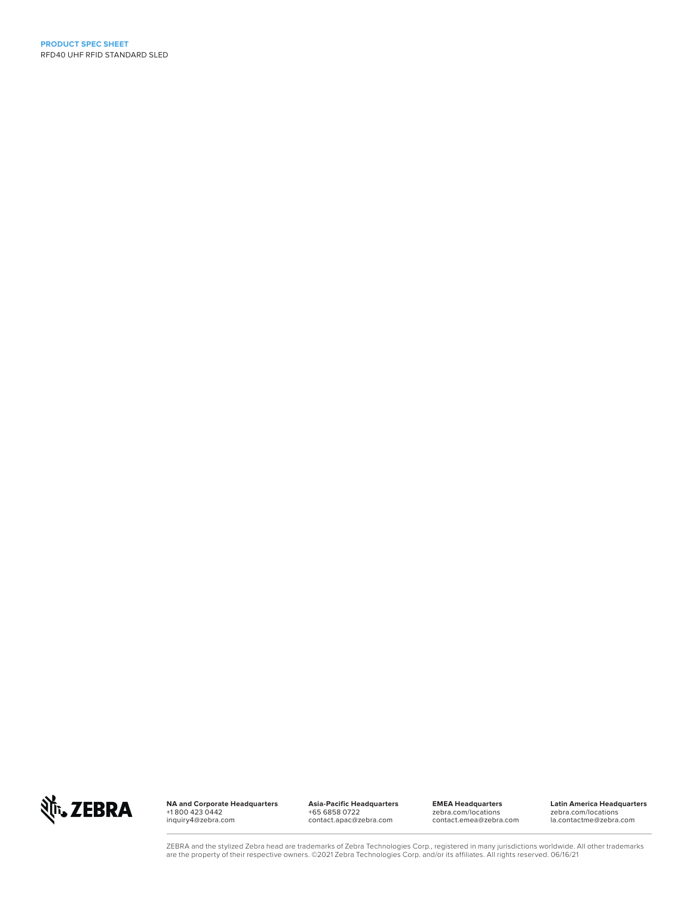**NA and Corporate Headquarters**
+1 800 423 0442
inquiry4@zebra.com

**Asia-Pacific Headquarters**
+65 6858 0722
contact.apac@zebra.com

**EMEA Headquarters**
zebra.com/locations
contact.emea@zebra.com

**Latin America Headquarters**
zebra.com/locations
la.contactme@zebra.com

ZEBRA and the stylized Zebra head are trademarks of Zebra Technologies Corp., registered in many jurisdictions worldwide. All other trademarks are the property of their respective owners. ©2021 Zebra Technologies Corp. and/or its affiliates. All rights reserved. 06/16/21